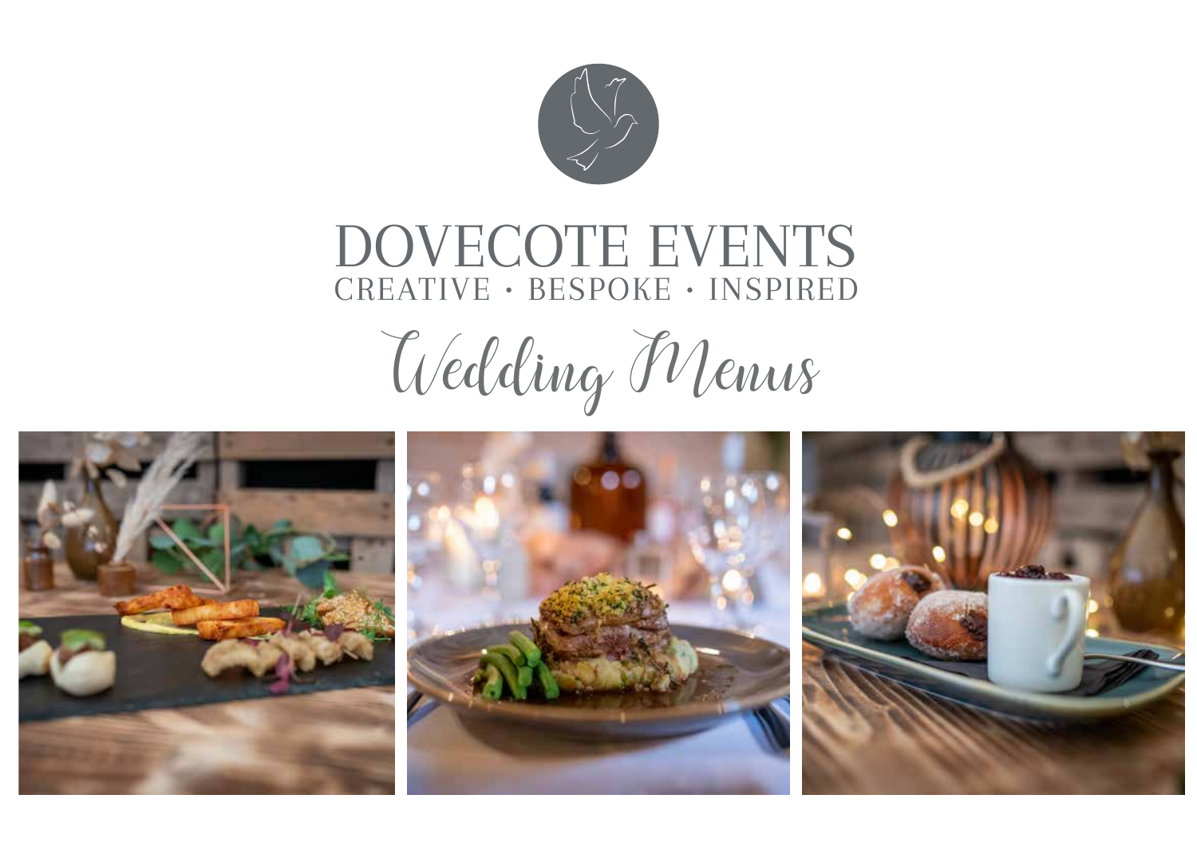# DOVECOTE EVENTS

CREATIVE · BESPOKE · INSPIRED

## Wedding Menus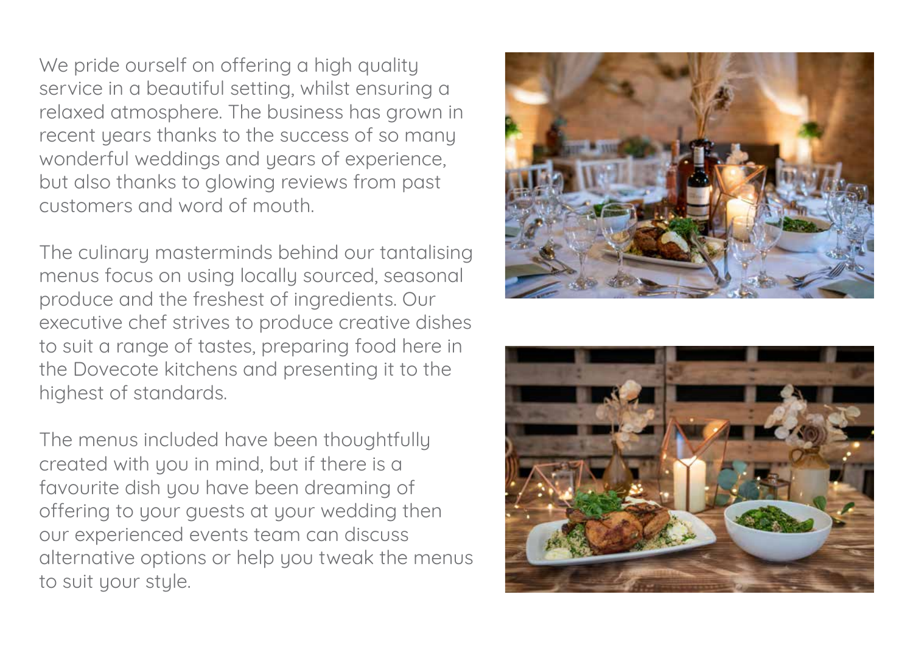We pride ourself on offering a high quality service in a beautiful setting, whilst ensuring a relaxed atmosphere. The business has grown in recent years thanks to the success of so many wonderful weddings and years of experience, but also thanks to glowing reviews from past customers and word of mouth.

The culinary masterminds behind our tantalising menus focus on using locally sourced, seasonal produce and the freshest of ingredients. Our executive chef strives to produce creative dishes to suit a range of tastes, preparing food here in the Dovecote kitchens and presenting it to the highest of standards.

The menus included have been thoughtfully created with you in mind, but if there is a favourite dish you have been dreaming of offering to your guests at your wedding then our experienced events team can discuss alternative options or help you tweak the menus to suit your style.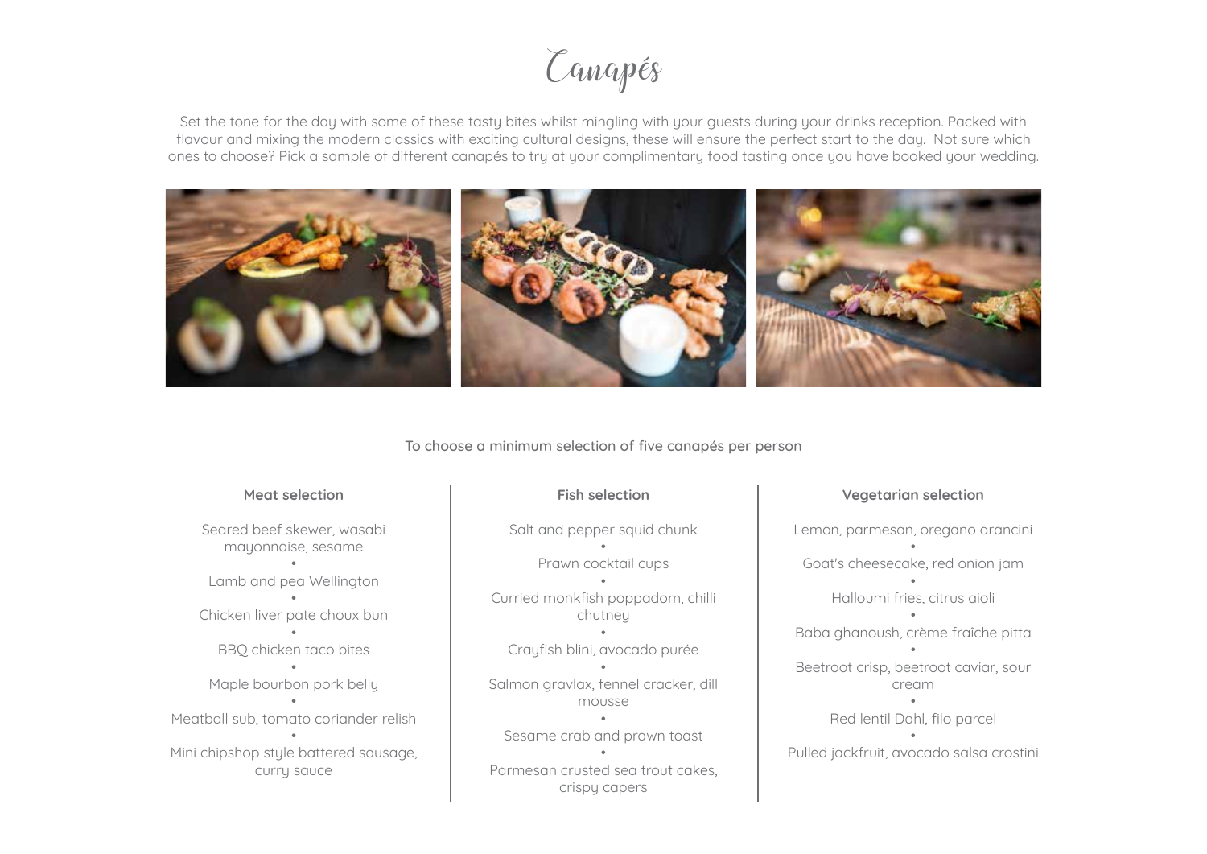# Canapés

Set the tone for the day with some of these tasty bites whilst mingling with your guests during your drinks reception. Packed with flavour and mixing the modern classics with exciting cultural designs, these will ensure the perfect start to the day. Not sure which ones to choose? Pick a sample of different canapés to try at your complimentary food tasting once you have booked your wedding.

To choose a minimum selection of five canapés per person

### Meat selection

Seared beef skewer, wasabi mayonnaise, sesame
•
Lamb and pea Wellington
•
Chicken liver pate choux bun
•
BBQ chicken taco bites
•
Maple bourbon pork belly
•
Meatball sub, tomato coriander relish
•
Mini chipshop style battered sausage, curry sauce

### Fish selection

Salt and pepper squid chunk
•
Prawn cocktail cups
•
Curried monkfish poppadom, chilli chutney
•
Crayfish blini, avocado purée
•
Salmon gravlax, fennel cracker, dill mousse
•
Sesame crab and prawn toast
•
Parmesan crusted sea trout cakes, crispy capers

### Vegetarian selection

Lemon, parmesan, oregano arancini
•
Goat's cheesecake, red onion jam
•
Halloumi fries, citrus aioli
•
Baba ghanoush, crème fraîche pitta
•
Beetroot crisp, beetroot caviar, sour cream
•
Red lentil Dahl, filo parcel
•
Pulled jackfruit, avocado salsa crostini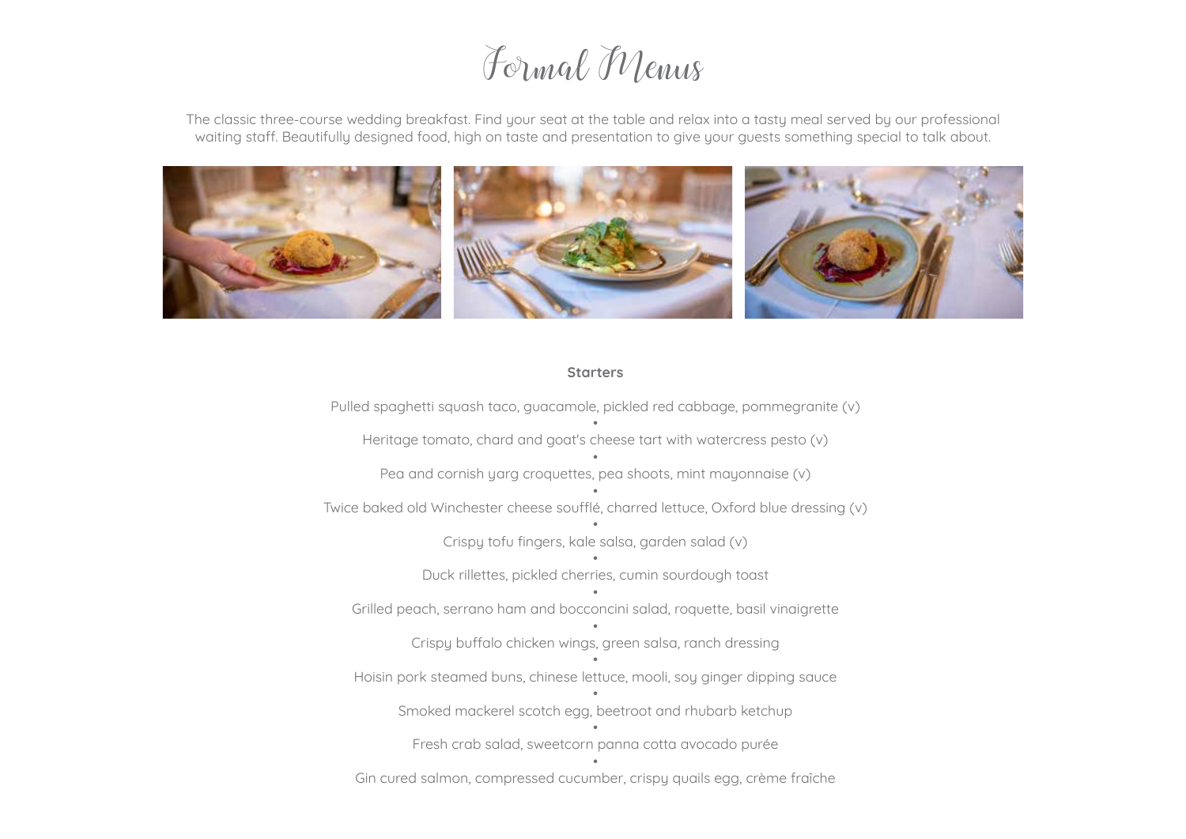# Formal Menus

The classic three-course wedding breakfast. Find your seat at the table and relax into a tasty meal served by our professional waiting staff. Beautifully designed food, high on taste and presentation to give your guests something special to talk about.

**Starters**

Pulled spaghetti squash taco, guacamole, pickled red cabbage, pommegranite (v)

•

Heritage tomato, chard and goat's cheese tart with watercress pesto (v)

•

Pea and cornish yarg croquettes, pea shoots, mint mayonnaise (v)

•

Twice baked old Winchester cheese soufflé, charred lettuce, Oxford blue dressing (v)

•

Crispy tofu fingers, kale salsa, garden salad (v)

•

Duck rillettes, pickled cherries, cumin sourdough toast

•

Grilled peach, serrano ham and bocconcini salad, roquette, basil vinaigrette

•

Crispy buffalo chicken wings, green salsa, ranch dressing

•

Hoisin pork steamed buns, chinese lettuce, mooli, soy ginger dipping sauce

•

Smoked mackerel scotch egg, beetroot and rhubarb ketchup

•

Fresh crab salad, sweetcorn panna cotta avocado purée

•

Gin cured salmon, compressed cucumber, crispy quails egg, crème fraîche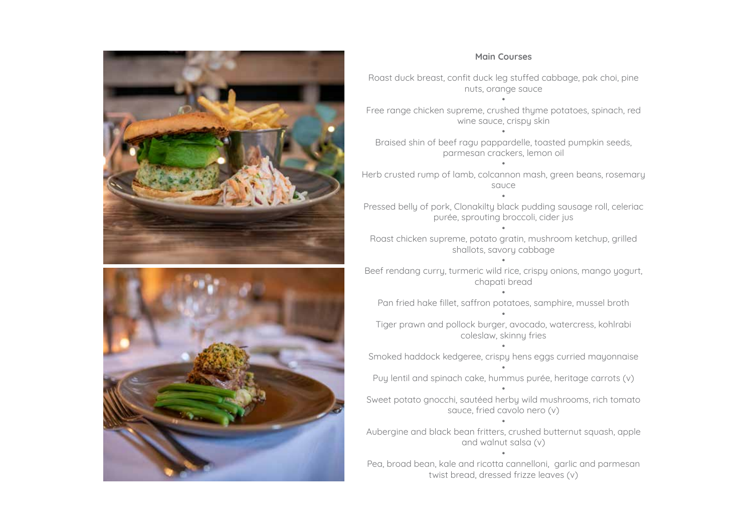## Main Courses

Roast duck breast, confit duck leg stuffed cabbage, pak choi, pine nuts, orange sauce

•

Free range chicken supreme, crushed thyme potatoes, spinach, red wine sauce, crispy skin

•

Braised shin of beef ragu pappardelle, toasted pumpkin seeds, parmesan crackers, lemon oil

•

Herb crusted rump of lamb, colcannon mash, green beans, rosemary sauce

•

Pressed belly of pork, Clonakilty black pudding sausage roll, celeriac purée, sprouting broccoli, cider jus

•

Roast chicken supreme, potato gratin, mushroom ketchup, grilled shallots, savory cabbage

•

Beef rendang curry, turmeric wild rice, crispy onions, mango yogurt, chapati bread

•

Pan fried hake fillet, saffron potatoes, samphire, mussel broth

•

Tiger prawn and pollock burger, avocado, watercress, kohlrabi coleslaw, skinny fries

•

Smoked haddock kedgeree, crispy hens eggs curried mayonnaise

•

Puy lentil and spinach cake, hummus purée, heritage carrots (v)

•

Sweet potato gnocchi, sautéed herby wild mushrooms, rich tomato sauce, fried cavolo nero (v)

•

Aubergine and black bean fritters, crushed butternut squash, apple and walnut salsa (v)

•

Pea, broad bean, kale and ricotta cannelloni, garlic and parmesan twist bread, dressed frizze leaves (v)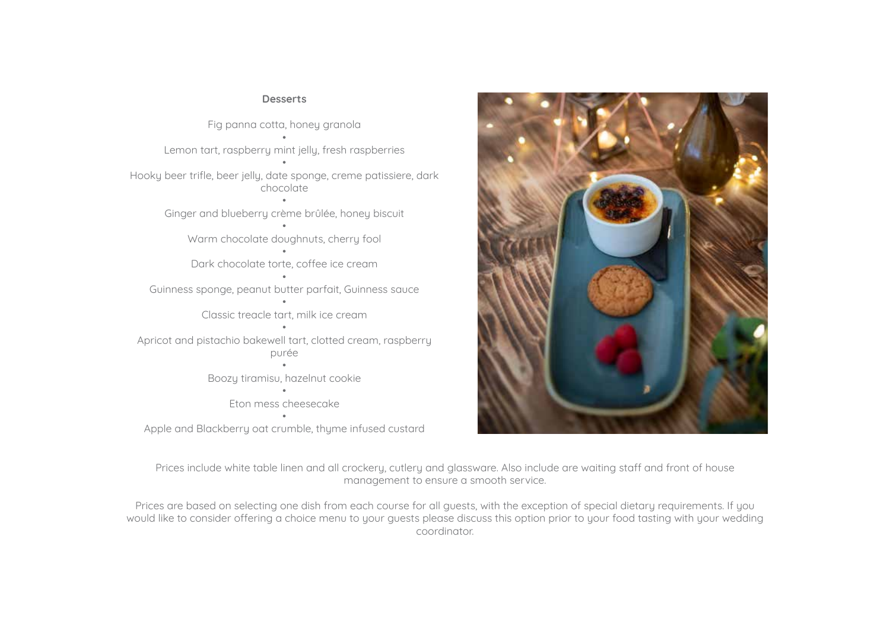## Desserts

Fig panna cotta, honey granola

•

Lemon tart, raspberry mint jelly, fresh raspberries

•

Hooky beer trifle, beer jelly, date sponge, creme patissiere, dark chocolate

•

Ginger and blueberry crème brûlée, honey biscuit

•

Warm chocolate doughnuts, cherry fool

•

Dark chocolate torte, coffee ice cream

•

Guinness sponge, peanut butter parfait, Guinness sauce

•

Classic treacle tart, milk ice cream

•

Apricot and pistachio bakewell tart, clotted cream, raspberry purée

•

Boozy tiramisu, hazelnut cookie

•

Eton mess cheesecake

•

Apple and Blackberry oat crumble, thyme infused custard

Prices include white table linen and all crockery, cutlery and glassware. Also include are waiting staff and front of house management to ensure a smooth service.

Prices are based on selecting one dish from each course for all guests, with the exception of special dietary requirements. If you would like to consider offering a choice menu to your guests please discuss this option prior to your food tasting with your wedding coordinator.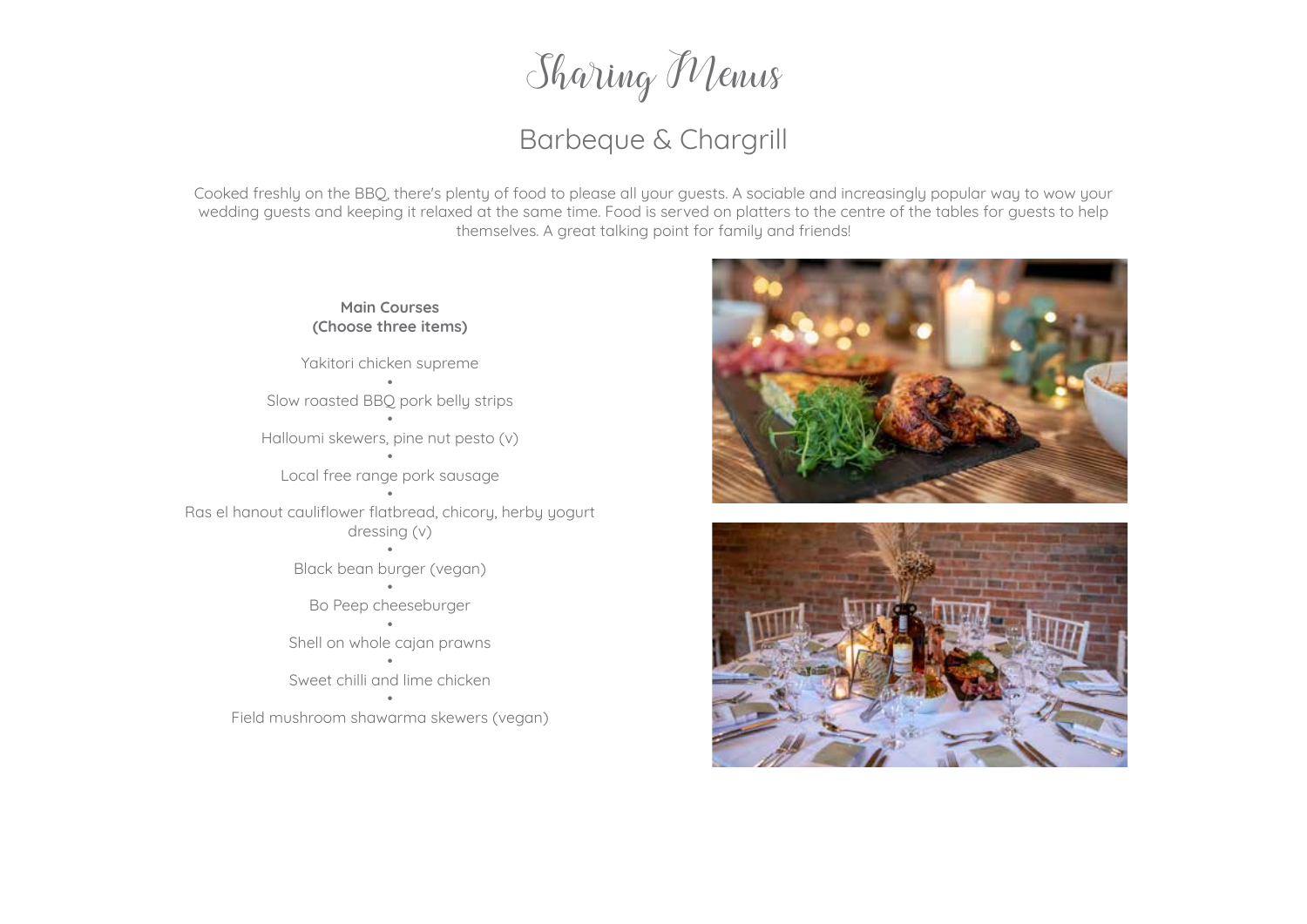# Sharing Menus

## Barbeque & Chargrill

Cooked freshly on the BBQ, there's plenty of food to please all your guests. A sociable and increasingly popular way to wow your wedding guests and keeping it relaxed at the same time. Food is served on platters to the centre of the tables for guests to help themselves. A great talking point for family and friends!

**Main Courses**
**(Choose three items)**

Yakitori chicken supreme

•

Slow roasted BBQ pork belly strips

•

Halloumi skewers, pine nut pesto (v)

•

Local free range pork sausage

•

Ras el hanout cauliflower flatbread, chicory, herby yogurt dressing (v)

•

Black bean burger (vegan)

•

Bo Peep cheeseburger

•

Shell on whole cajan prawns

•

Sweet chilli and lime chicken

•

Field mushroom shawarma skewers (vegan)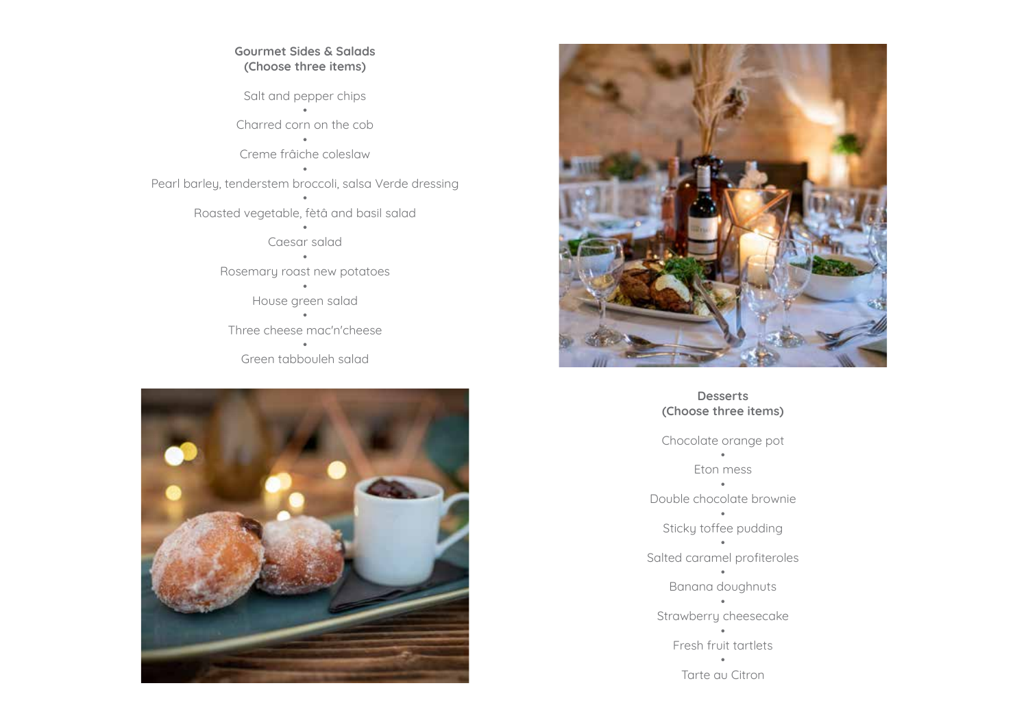## Gourmet Sides & Salads
**(Choose three items)**

Salt and pepper chips
•
Charred corn on the cob
•
Creme frâiche coleslaw
•
Pearl barley, tenderstem broccoli, salsa Verde dressing
•
Roasted vegetable, fètâ and basil salad
•
Caesar salad
•
Rosemary roast new potatoes
•
House green salad
•
Three cheese mac'n'cheese
•
Green tabbouleh salad

## Desserts
**(Choose three items)**

Chocolate orange pot
•
Eton mess
•
Double chocolate brownie
•
Sticky toffee pudding
•
Salted caramel profiteroles
•
Banana doughnuts
•
Strawberry cheesecake
•
Fresh fruit tartlets
•
Tarte au Citron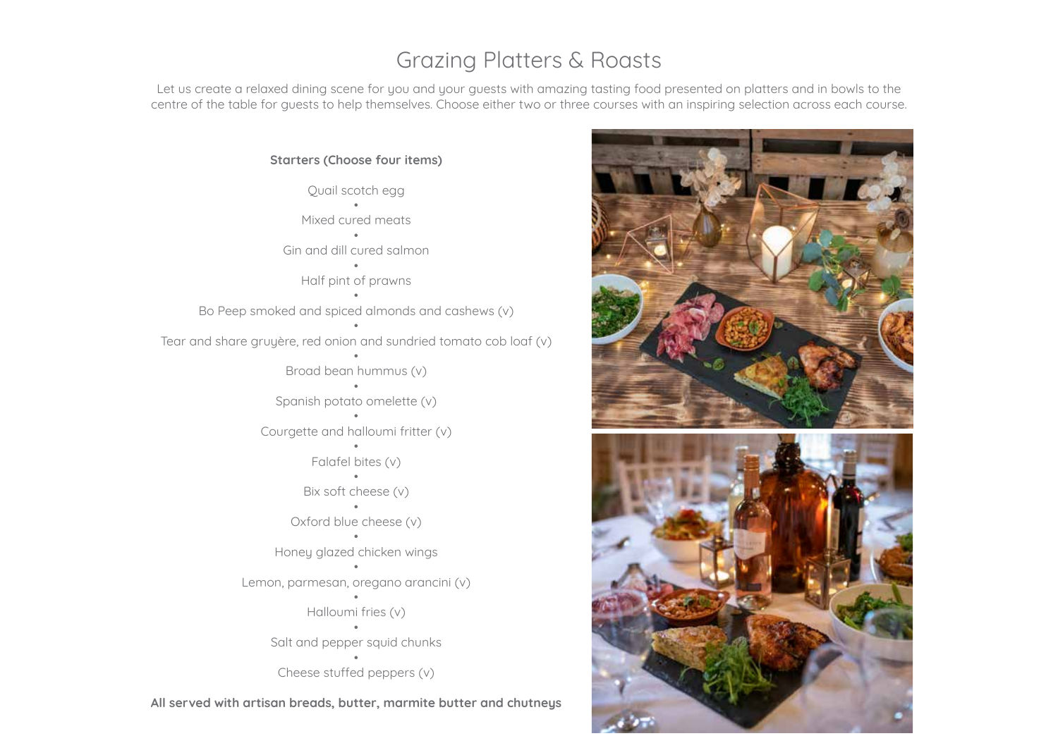# Grazing Platters & Roasts

Let us create a relaxed dining scene for you and your guests with amazing tasting food presented on platters and in bowls to the centre of the table for guests to help themselves. Choose either two or three courses with an inspiring selection across each course.

**Starters (Choose four items)**

Quail scotch egg
•
Mixed cured meats
•
Gin and dill cured salmon
•
Half pint of prawns
•
Bo Peep smoked and spiced almonds and cashews (v)
•
Tear and share gruyère, red onion and sundried tomato cob loaf (v)
•
Broad bean hummus (v)
•
Spanish potato omelette (v)
•
Courgette and halloumi fritter (v)
•
Falafel bites (v)
•
Bix soft cheese (v)
•
Oxford blue cheese (v)
•
Honey glazed chicken wings
•
Lemon, parmesan, oregano arancini (v)
•
Halloumi fries (v)
•
Salt and pepper squid chunks
•
Cheese stuffed peppers (v)

**All served with artisan breads, butter, marmite butter and chutneys**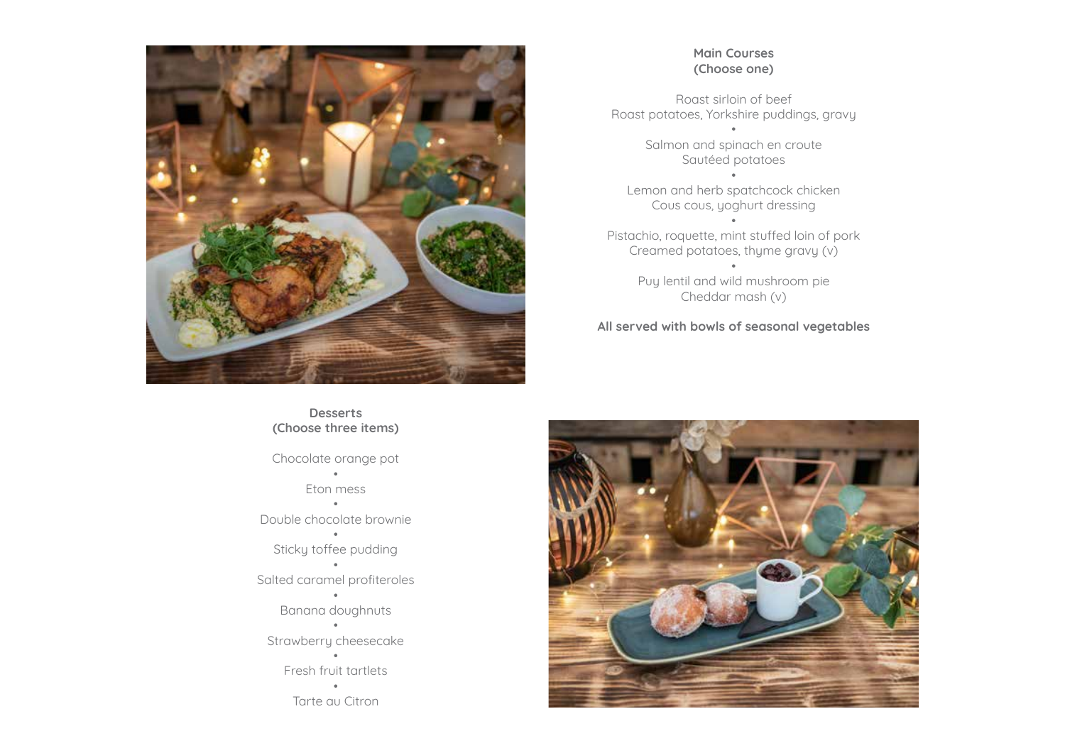## Main Courses
**(Choose one)**

Roast sirloin of beef
Roast potatoes, Yorkshire puddings, gravy

•

Salmon and spinach en croute
Sautéed potatoes

•

Lemon and herb spatchcock chicken
Cous cous, yoghurt dressing

•

Pistachio, roquette, mint stuffed loin of pork
Creamed potatoes, thyme gravy (v)

•

Puy lentil and wild mushroom pie
Cheddar mash (v)

**All served with bowls of seasonal vegetables**

## Desserts
**(Choose three items)**

Chocolate orange pot

•

Eton mess

•

Double chocolate brownie

•

Sticky toffee pudding

•

Salted caramel profiteroles

•

Banana doughnuts

•

Strawberry cheesecake

•

Fresh fruit tartlets

•

Tarte au Citron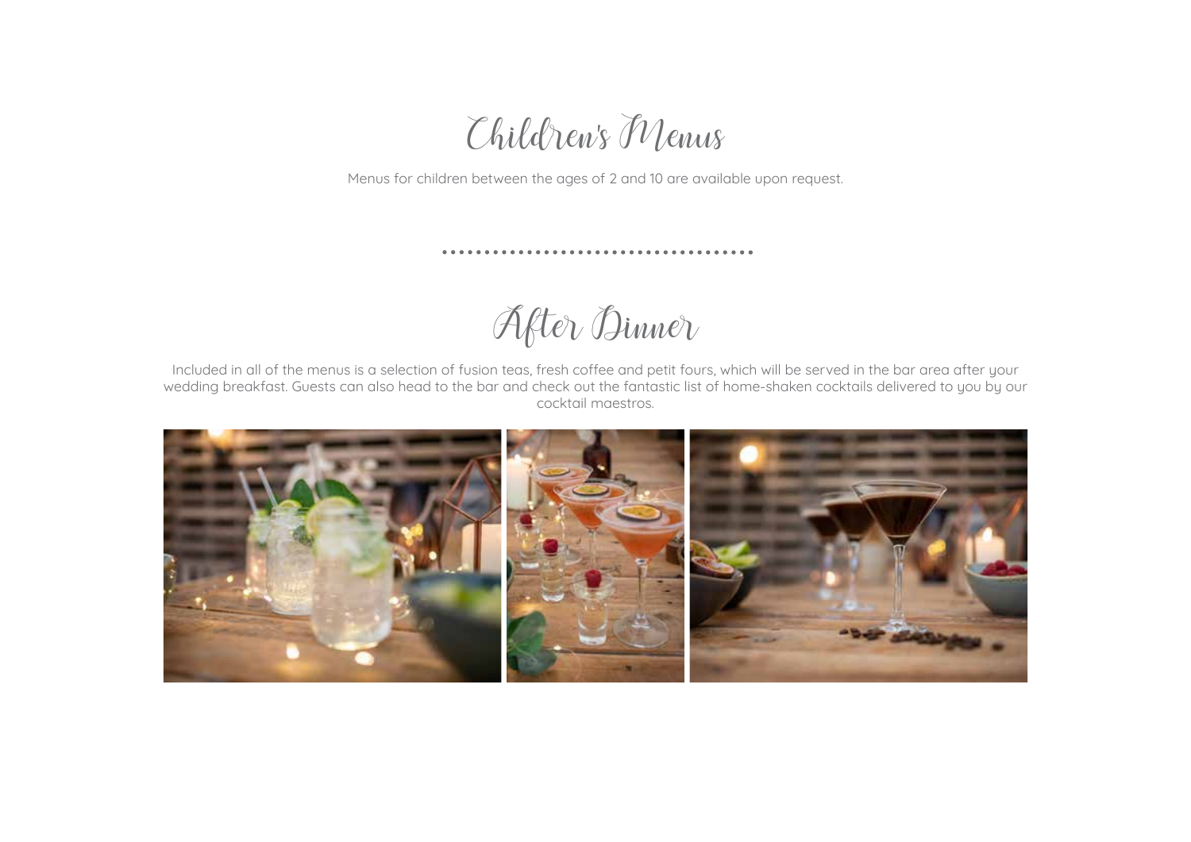# Children's Menus

Menus for children between the ages of 2 and 10 are available upon request.

# After Dinner

Included in all of the menus is a selection of fusion teas, fresh coffee and petit fours, which will be served in the bar area after your wedding breakfast. Guests can also head to the bar and check out the fantastic list of home-shaken cocktails delivered to you by our cocktail maestros.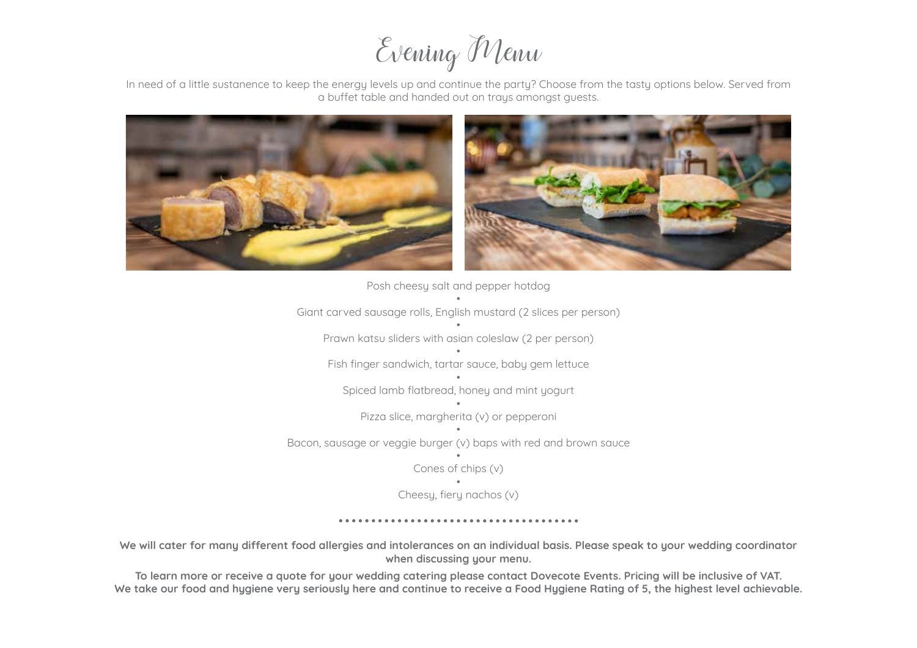# Evening Menu

In need of a little sustenance to keep the energy levels up and continue the party? Choose from the tasty options below. Served from a buffet table and handed out on trays amongst guests.

Posh cheesy salt and pepper hotdog

•

Giant carved sausage rolls, English mustard (2 slices per person)

•

Prawn katsu sliders with asian coleslaw (2 per person)

•

Fish finger sandwich, tartar sauce, baby gem lettuce

•

Spiced lamb flatbread, honey and mint yogurt

•

Pizza slice, margherita (v) or pepperoni

•

Bacon, sausage or veggie burger (v) baps with red and brown sauce

•

Cones of chips (v)

•

Cheesy, fiery nachos (v)

**We will cater for many different food allergies and intolerances on an individual basis. Please speak to your wedding coordinator when discussing your menu.**

**To learn more or receive a quote for your wedding catering please contact Dovecote Events. Pricing will be inclusive of VAT.**
**We take our food and hygiene very seriously here and continue to receive a Food Hygiene Rating of 5, the highest level achievable.**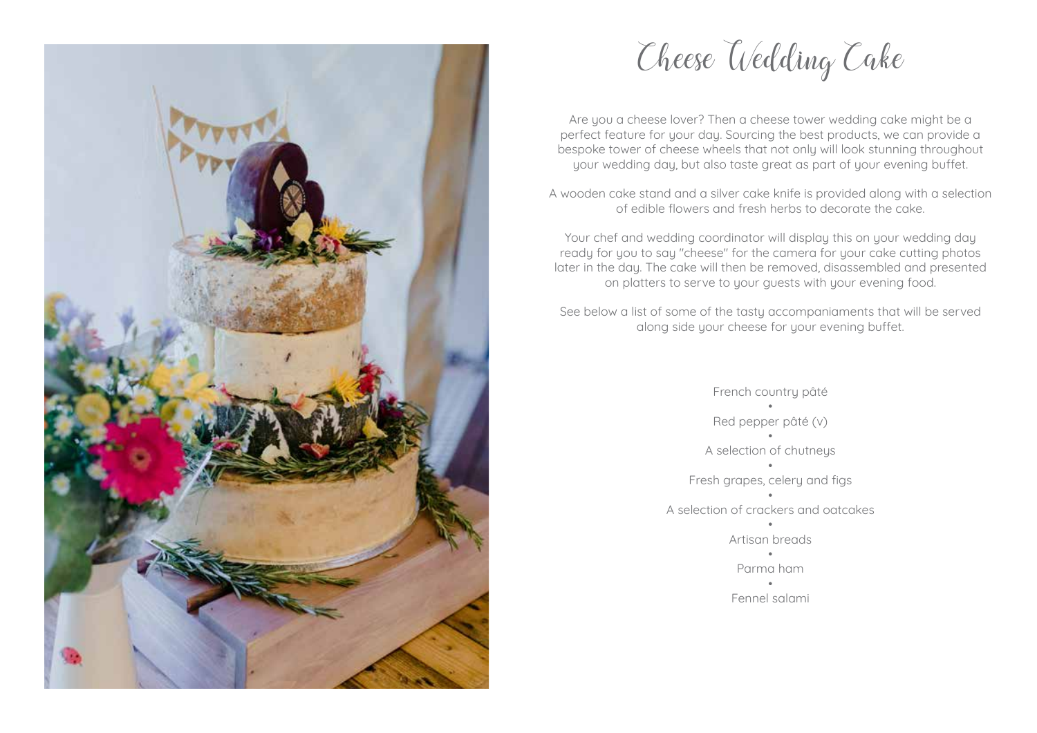# Cheese Wedding Cake

Are you a cheese lover? Then a cheese tower wedding cake might be a perfect feature for your day. Sourcing the best products, we can provide a bespoke tower of cheese wheels that not only will look stunning throughout your wedding day, but also taste great as part of your evening buffet.

A wooden cake stand and a silver cake knife is provided along with a selection of edible flowers and fresh herbs to decorate the cake.

Your chef and wedding coordinator will display this on your wedding day ready for you to say "cheese" for the camera for your cake cutting photos later in the day. The cake will then be removed, disassembled and presented on platters to serve to your guests with your evening food.

See below a list of some of the tasty accompaniaments that will be served along side your cheese for your evening buffet.

French country pâté
•
Red pepper pâté (v)
•
A selection of chutneys
•
Fresh grapes, celery and figs
•
A selection of crackers and oatcakes
•
Artisan breads
•
Parma ham
•
Fennel salami